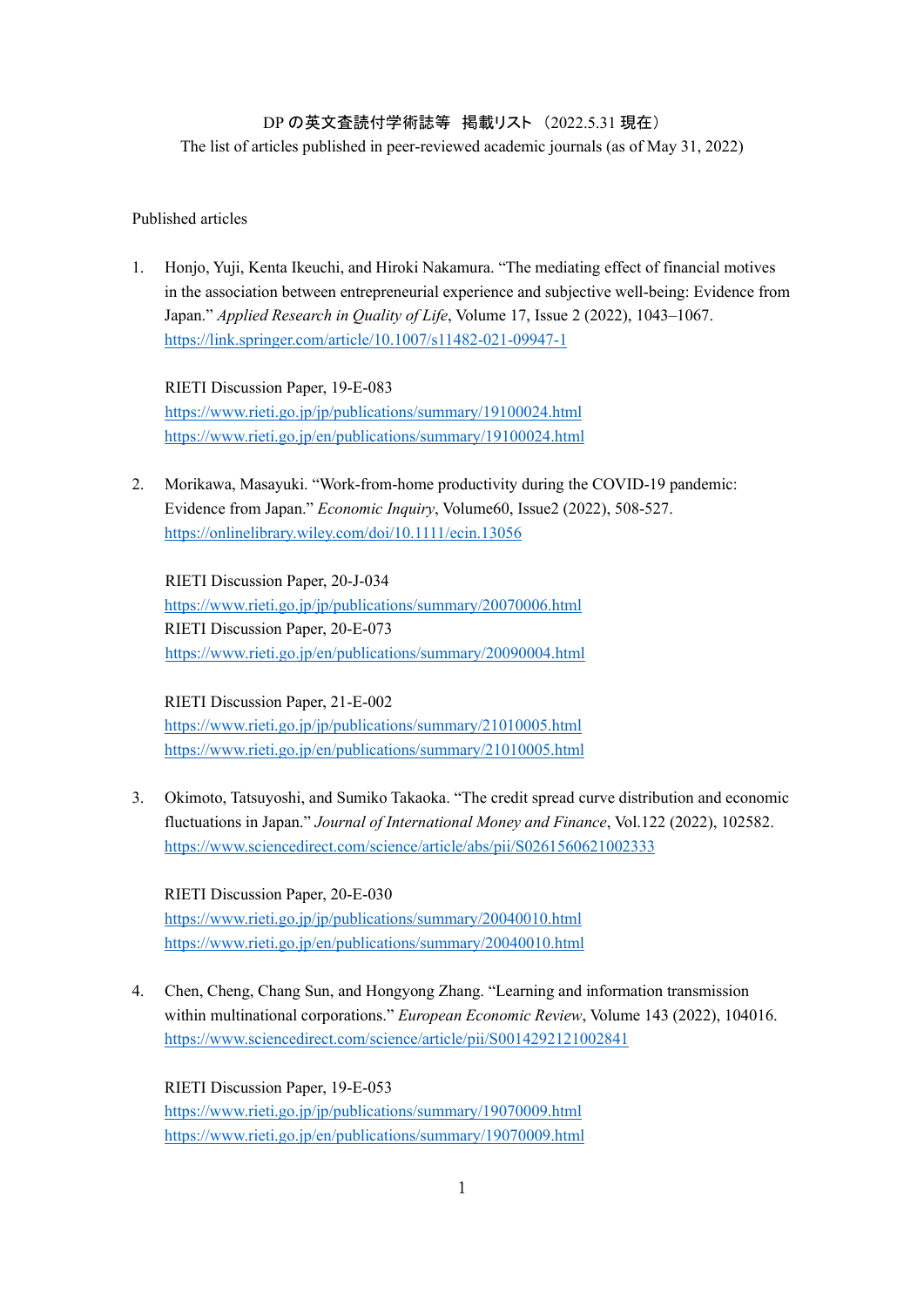DP の英文査読付学術誌等　掲載リスト（2022.5.31 現在）

The list of articles published in peer-reviewed academic journals (as of May 31, 2022)

Published articles

1. Honjo, Yuji, Kenta Ikeuchi, and Hiroki Nakamura. "The mediating effect of financial motives in the association between entrepreneurial experience and subjective well-being: Evidence from Japan." *Applied Research in Quality of Life*, Volume 17, Issue 2 (2022), 1043–1067.
   https://link.springer.com/article/10.1007/s11482-021-09947-1

   RIETI Discussion Paper, 19-E-083
   https://www.rieti.go.jp/jp/publications/summary/19100024.html
   https://www.rieti.go.jp/en/publications/summary/19100024.html

2. Morikawa, Masayuki. "Work-from-home productivity during the COVID-19 pandemic: Evidence from Japan." *Economic Inquiry*, Volume60, Issue2 (2022), 508-527.
   https://onlinelibrary.wiley.com/doi/10.1111/ecin.13056

   RIETI Discussion Paper, 20-J-034
   https://www.rieti.go.jp/jp/publications/summary/20070006.html
   RIETI Discussion Paper, 20-E-073
   https://www.rieti.go.jp/en/publications/summary/20090004.html

   RIETI Discussion Paper, 21-E-002
   https://www.rieti.go.jp/jp/publications/summary/21010005.html
   https://www.rieti.go.jp/en/publications/summary/21010005.html

3. Okimoto, Tatsuyoshi, and Sumiko Takaoka. "The credit spread curve distribution and economic fluctuations in Japan." *Journal of International Money and Finance*, Vol.122 (2022), 102582.
   https://www.sciencedirect.com/science/article/abs/pii/S0261560621002333

   RIETI Discussion Paper, 20-E-030
   https://www.rieti.go.jp/jp/publications/summary/20040010.html
   https://www.rieti.go.jp/en/publications/summary/20040010.html

4. Chen, Cheng, Chang Sun, and Hongyong Zhang. "Learning and information transmission within multinational corporations." *European Economic Review*, Volume 143 (2022), 104016.
   https://www.sciencedirect.com/science/article/pii/S0014292121002841

   RIETI Discussion Paper, 19-E-053
   https://www.rieti.go.jp/jp/publications/summary/19070009.html
   https://www.rieti.go.jp/en/publications/summary/19070009.html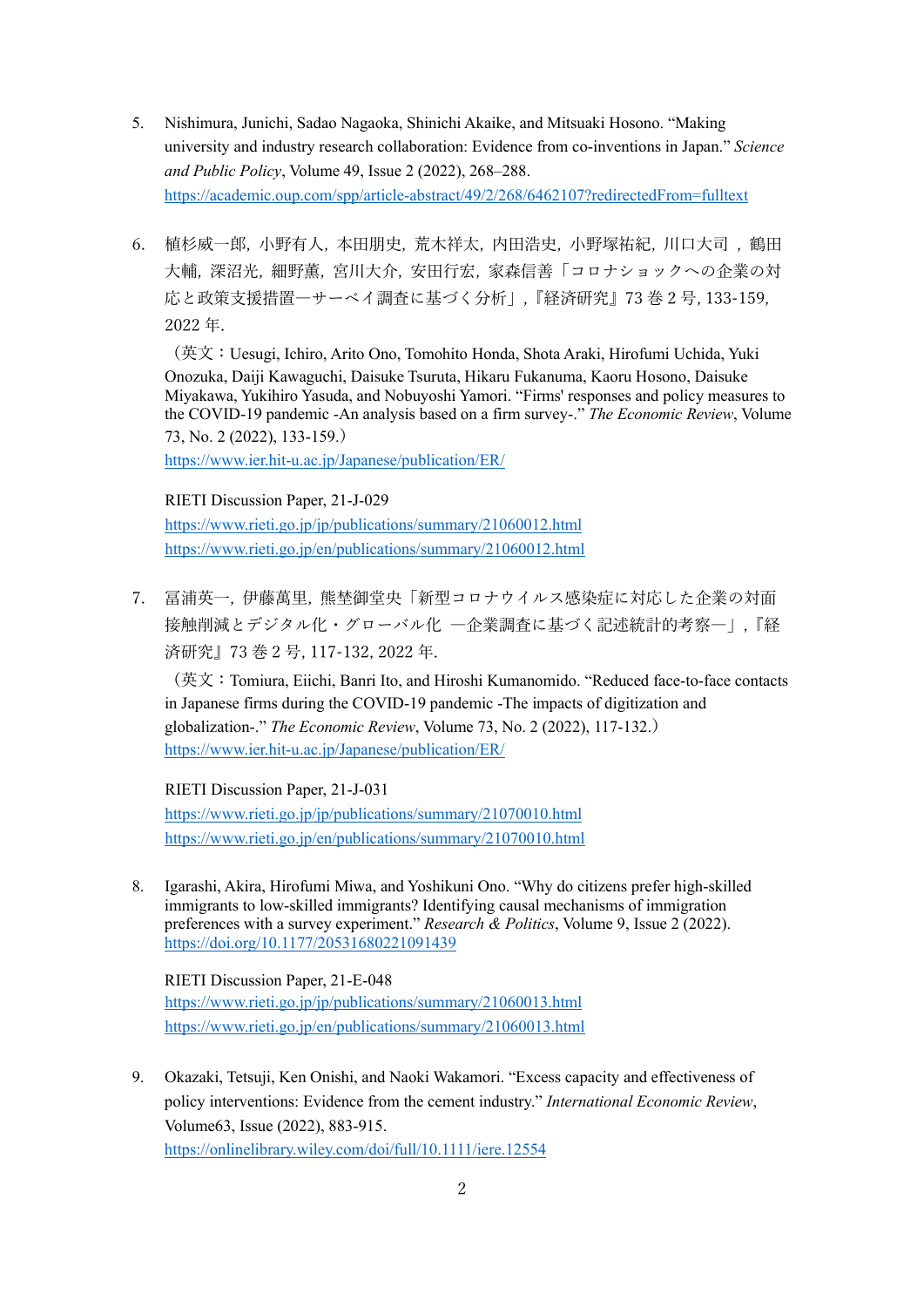5. Nishimura, Junichi, Sadao Nagaoka, Shinichi Akaike, and Mitsuaki Hosono. "Making university and industry research collaboration: Evidence from co-inventions in Japan." *Science and Public Policy*, Volume 49, Issue 2 (2022), 268–288.
   https://academic.oup.com/spp/article-abstract/49/2/268/6462107?redirectedFrom=fulltext

6. 植杉威一郎，小野有人，本田朋史，荒木祥太，内田浩史，小野塚祐紀，川口大司，鶴田大輔，深沼光，細野薫，宮川大介，安田行宏，家森信善「コロナショックへの企業の対応と政策支援措置―サーベイ調査に基づく分析」，『経済研究』73 巻 2 号, 133-159, 2022 年.

   （英文：Uesugi, Ichiro, Arito Ono, Tomohito Honda, Shota Araki, Hirofumi Uchida, Yuki Onozuka, Daiji Kawaguchi, Daisuke Tsuruta, Hikaru Fukanuma, Kaoru Hosono, Daisuke Miyakawa, Yukihiro Yasuda, and Nobuyoshi Yamori. "Firms' responses and policy measures to the COVID-19 pandemic -An analysis based on a firm survey-." *The Economic Review*, Volume 73, No. 2 (2022), 133-159.）
   https://www.ier.hit-u.ac.jp/Japanese/publication/ER/

   RIETI Discussion Paper, 21-J-029
   https://www.rieti.go.jp/jp/publications/summary/21060012.html
   https://www.rieti.go.jp/en/publications/summary/21060012.html

7. 冨浦英一，伊藤萬里，熊埜御堂央「新型コロナウイルス感染症に対応した企業の対面接触削減とデジタル化・グローバル化 ―企業調査に基づく記述統計的考察―」，『経済研究』73 巻 2 号, 117-132, 2022 年.

   （英文：Tomiura, Eiichi, Banri Ito, and Hiroshi Kumanomido. "Reduced face-to-face contacts in Japanese firms during the COVID-19 pandemic -The impacts of digitization and globalization-." *The Economic Review*, Volume 73, No. 2 (2022), 117-132.）
   https://www.ier.hit-u.ac.jp/Japanese/publication/ER/

   RIETI Discussion Paper, 21-J-031
   https://www.rieti.go.jp/jp/publications/summary/21070010.html
   https://www.rieti.go.jp/en/publications/summary/21070010.html

8. Igarashi, Akira, Hirofumi Miwa, and Yoshikuni Ono. "Why do citizens prefer high-skilled immigrants to low-skilled immigrants? Identifying causal mechanisms of immigration preferences with a survey experiment." *Research & Politics*, Volume 9, Issue 2 (2022).
   https://doi.org/10.1177/20531680221091439

   RIETI Discussion Paper, 21-E-048
   https://www.rieti.go.jp/jp/publications/summary/21060013.html
   https://www.rieti.go.jp/en/publications/summary/21060013.html

9. Okazaki, Tetsuji, Ken Onishi, and Naoki Wakamori. "Excess capacity and effectiveness of policy interventions: Evidence from the cement industry." *International Economic Review*, Volume63, Issue (2022), 883-915.
   https://onlinelibrary.wiley.com/doi/full/10.1111/iere.12554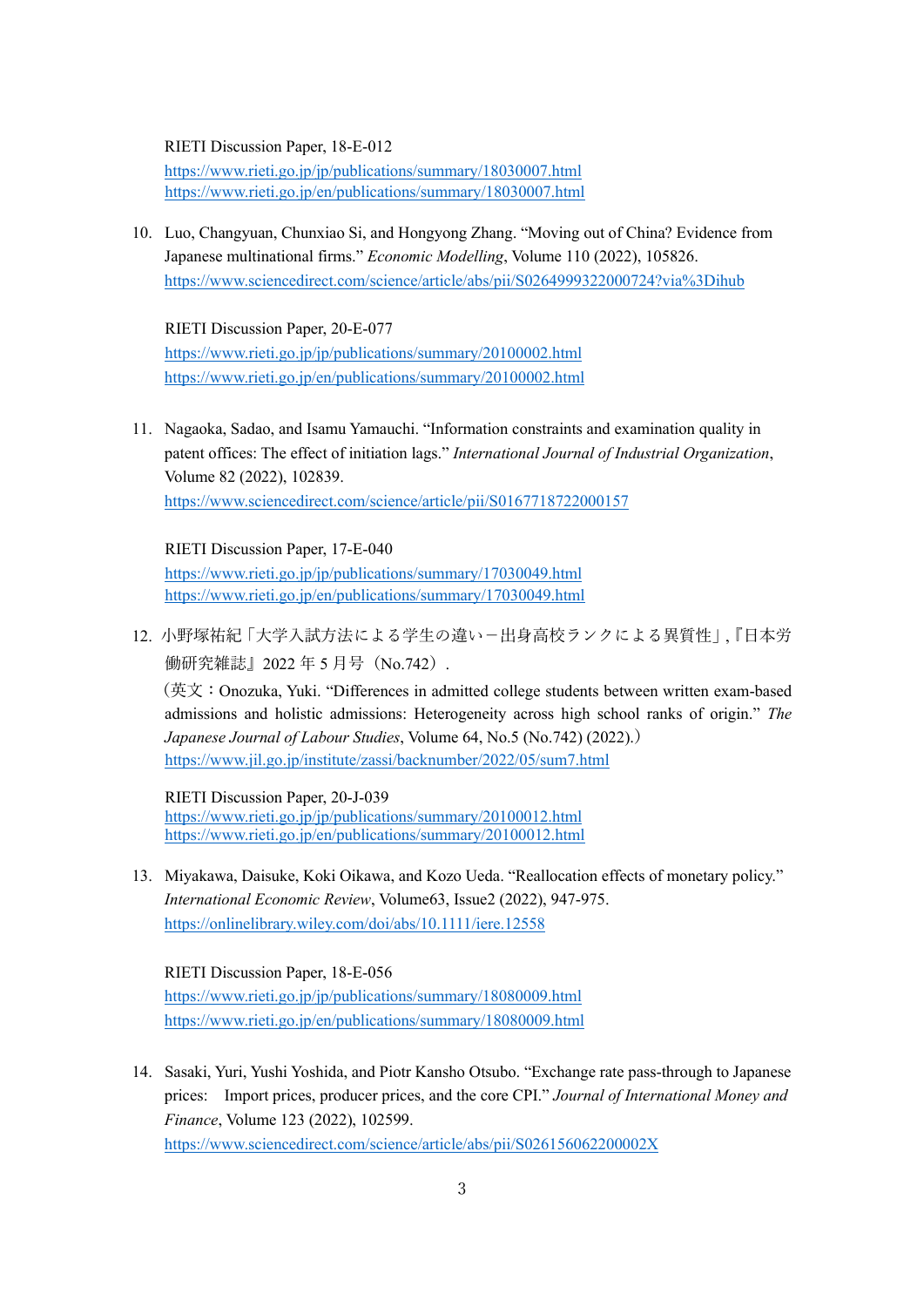RIETI Discussion Paper, 18-E-012
https://www.rieti.go.jp/jp/publications/summary/18030007.html
https://www.rieti.go.jp/en/publications/summary/18030007.html

10. Luo, Changyuan, Chunxiao Si, and Hongyong Zhang. "Moving out of China? Evidence from Japanese multinational firms." *Economic Modelling*, Volume 110 (2022), 105826.
    https://www.sciencedirect.com/science/article/abs/pii/S0264999322000724?via%3Dihub

    RIETI Discussion Paper, 20-E-077
    https://www.rieti.go.jp/jp/publications/summary/20100002.html
    https://www.rieti.go.jp/en/publications/summary/20100002.html

11. Nagaoka, Sadao, and Isamu Yamauchi. "Information constraints and examination quality in patent offices: The effect of initiation lags." *International Journal of Industrial Organization*, Volume 82 (2022), 102839.
    https://www.sciencedirect.com/science/article/pii/S0167718722000157

    RIETI Discussion Paper, 17-E-040
    https://www.rieti.go.jp/jp/publications/summary/17030049.html
    https://www.rieti.go.jp/en/publications/summary/17030049.html

12. 小野塚祐紀「大学入試方法による学生の違い－出身高校ランクによる異質性」,『日本労働研究雑誌』2022 年 5 月号（No.742）.
    （英文：Onozuka, Yuki. "Differences in admitted college students between written exam-based admissions and holistic admissions: Heterogeneity across high school ranks of origin." *The Japanese Journal of Labour Studies*, Volume 64, No.5 (No.742) (2022).）
    https://www.jil.go.jp/institute/zassi/backnumber/2022/05/sum7.html

    RIETI Discussion Paper, 20-J-039
    https://www.rieti.go.jp/jp/publications/summary/20100012.html
    https://www.rieti.go.jp/en/publications/summary/20100012.html

13. Miyakawa, Daisuke, Koki Oikawa, and Kozo Ueda. "Reallocation effects of monetary policy." *International Economic Review*, Volume63, Issue2 (2022), 947-975.
    https://onlinelibrary.wiley.com/doi/abs/10.1111/iere.12558

    RIETI Discussion Paper, 18-E-056
    https://www.rieti.go.jp/jp/publications/summary/18080009.html
    https://www.rieti.go.jp/en/publications/summary/18080009.html

14. Sasaki, Yuri, Yushi Yoshida, and Piotr Kansho Otsubo. "Exchange rate pass-through to Japanese prices: Import prices, producer prices, and the core CPI." *Journal of International Money and Finance*, Volume 123 (2022), 102599.
    https://www.sciencedirect.com/science/article/abs/pii/S026156062200002X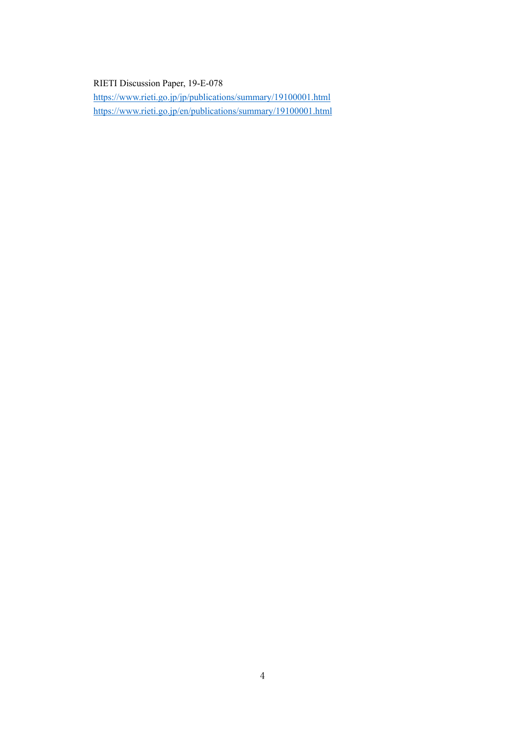RIETI Discussion Paper, 19-E-078

https://www.rieti.go.jp/jp/publications/summary/19100001.html

https://www.rieti.go.jp/en/publications/summary/19100001.html